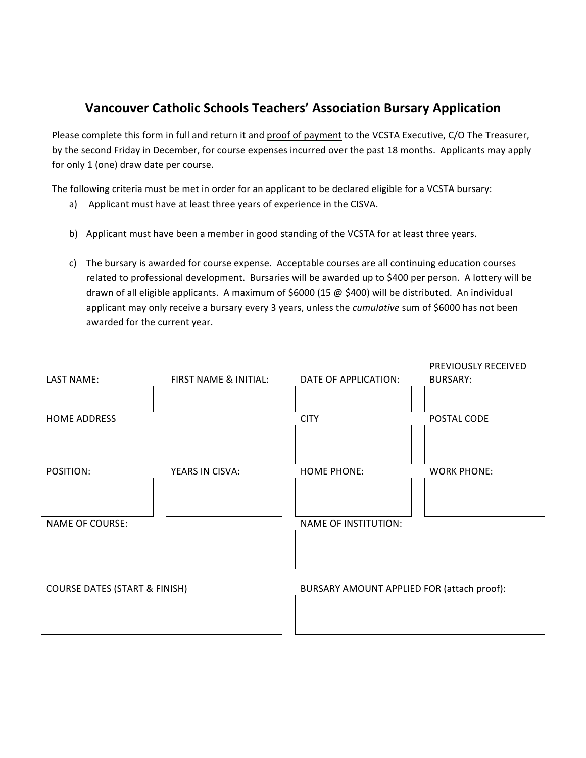# Vancouver Catholic Schools Teachers' Association Bursary Application

Please complete this form in full and return it and <u>proof of payment</u> to the VCSTA Executive, C/O The Treasurer, by the second Friday in December, for course expenses incurred over the past 18 months. Applicants may apply for only 1 (one) draw date per course.

The following criteria must be met in order for an applicant to be declared eligible for a VCSTA bursary:

a) Applicant must have at least three years of experience in the CISVA.

b) Applicant must have been a member in good standing of the VCSTA for at least three years.

c) The bursary is awarded for course expense. Acceptable courses are all continuing education courses related to professional development. Bursaries will be awarded up to $400 per person. A lottery will be drawn of all eligible applicants. A maximum of $6000 (15 @ $400) will be distributed. An individual applicant may only receive a bursary every 3 years, unless the *cumulative* sum of $6000 has not been awarded for the current year.

| LAST NAME: | FIRST NAME & INITIAL: | DATE OF APPLICATION: | PREVIOUSLY RECEIVED BURSARY: |
|---|---|---|---|
| | | | |

| HOME ADDRESS | CITY | POSTAL CODE |
|---|---|---|
| | | |

| POSITION: | YEARS IN CISVA: | HOME PHONE: | WORK PHONE: |
|---|---|---|---|
| | | | |

| NAME OF COURSE: | NAME OF INSTITUTION: |
|---|---|
| | |

| COURSE DATES (START & FINISH) | BURSARY AMOUNT APPLIED FOR (attach proof): |
|---|---|
| | |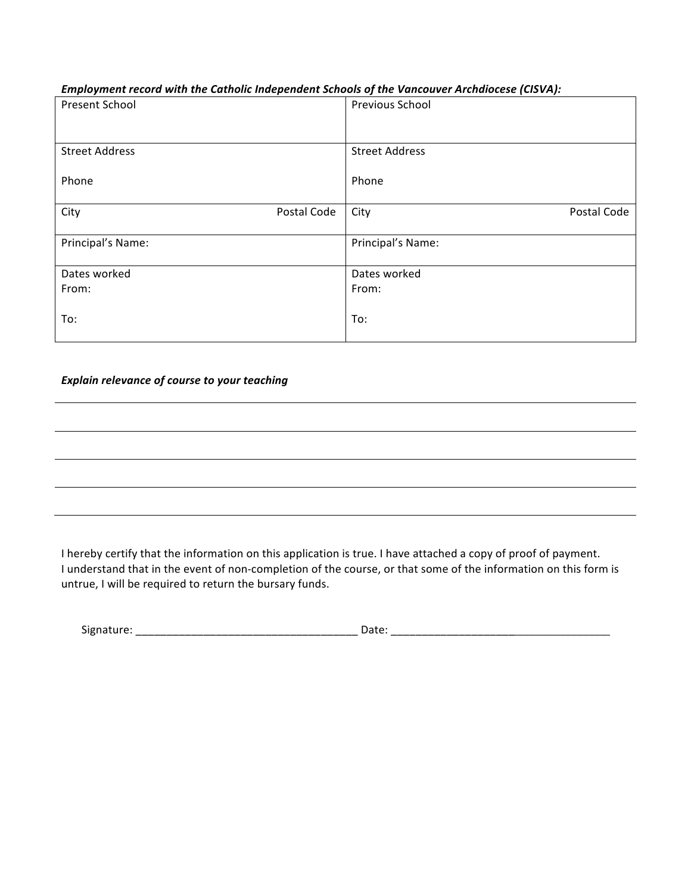***Employment record with the Catholic Independent Schools of the Vancouver Archdiocese (CISVA):***

| | |
|---|---|
| Present School | Previous School |
| Street Address<br><br>Phone | Street Address<br><br>Phone |
| City Postal Code | City Postal Code |
| Principal's Name: | Principal's Name: |
| Dates worked<br>From:<br><br>To: | Dates worked<br>From:<br><br>To: |

***Explain relevance of course to your teaching***

______________________________________________________________________________

______________________________________________________________________________

______________________________________________________________________________

______________________________________________________________________________

______________________________________________________________________________

I hereby certify that the information on this application is true. I have attached a copy of proof of payment. I understand that in the event of non-completion of the course, or that some of the information on this form is untrue, I will be required to return the bursary funds.

Signature: _____________________________________ Date: _____________________________________